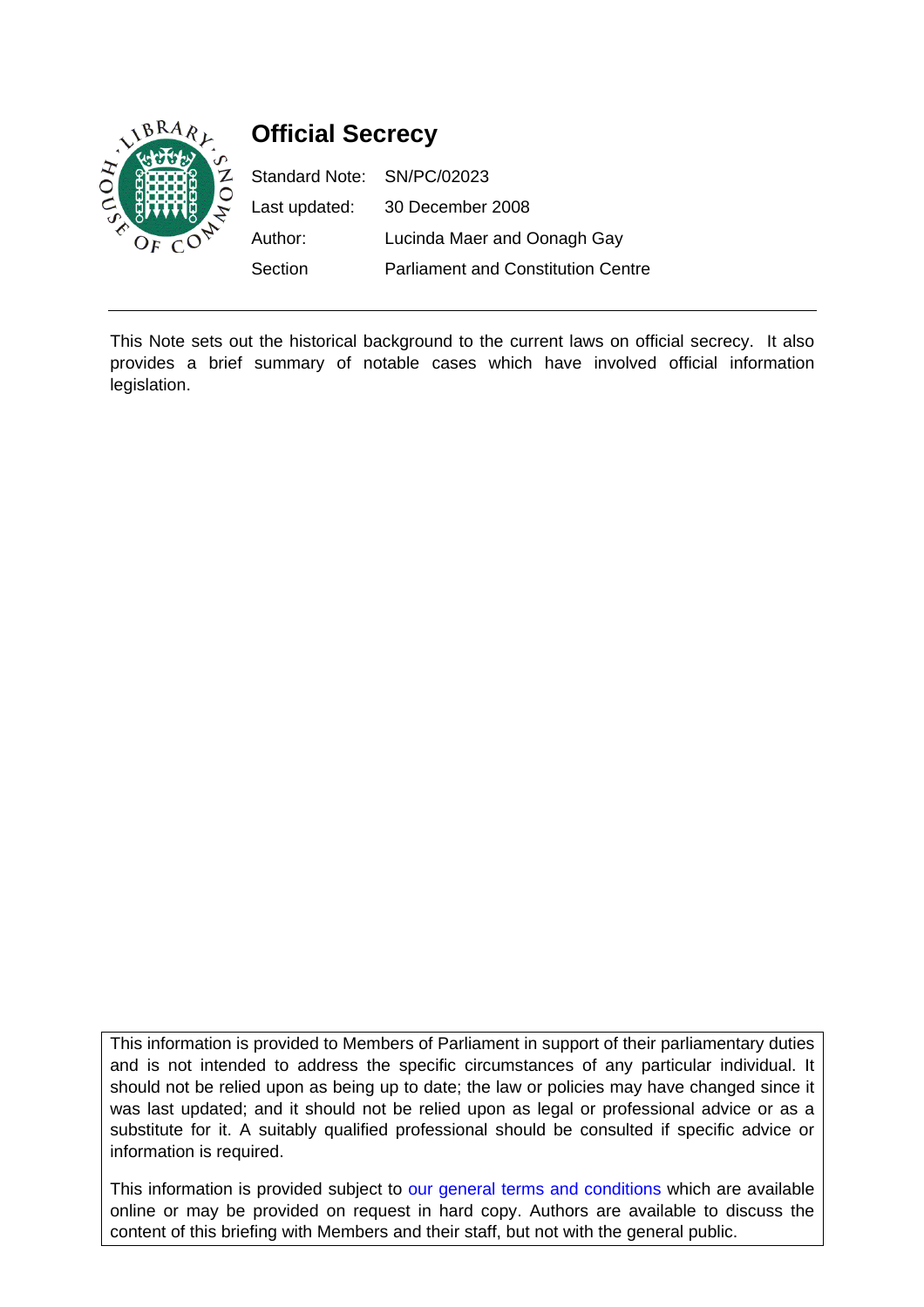# Official Secrecy

| | |
|---|---|
| Standard Note: | SN/PC/02023 |
| Last updated: | 30 December 2008 |
| Author: | Lucinda Maer and Oonagh Gay |
| Section | Parliament and Constitution Centre |

This Note sets out the historical background to the current laws on official secrecy. It also provides a brief summary of notable cases which have involved official information legislation.

This information is provided to Members of Parliament in support of their parliamentary duties and is not intended to address the specific circumstances of any particular individual. It should not be relied upon as being up to date; the law or policies may have changed since it was last updated; and it should not be relied upon as legal or professional advice or as a substitute for it. A suitably qualified professional should be consulted if specific advice or information is required.

This information is provided subject to our general terms and conditions which are available online or may be provided on request in hard copy. Authors are available to discuss the content of this briefing with Members and their staff, but not with the general public.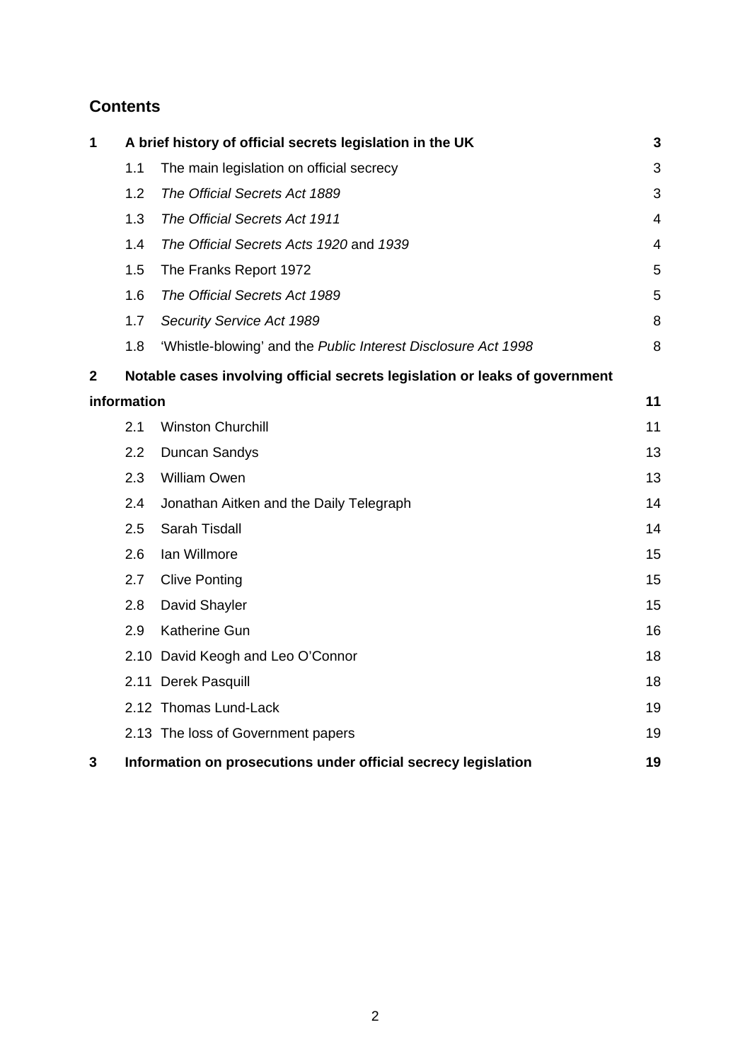## Contents

| | | | |
|---|---|---|---|
| **1** | **A brief history of official secrets legislation in the UK** | | **3** |
| | 1.1 | The main legislation on official secrecy | 3 |
| | 1.2 | *The Official Secrets Act 1889* | 3 |
| | 1.3 | *The Official Secrets Act 1911* | 4 |
| | 1.4 | *The Official Secrets Acts 1920* and *1939* | 4 |
| | 1.5 | The Franks Report 1972 | 5 |
| | 1.6 | *The Official Secrets Act 1989* | 5 |
| | 1.7 | *Security Service Act 1989* | 8 |
| | 1.8 | 'Whistle-blowing' and the *Public Interest Disclosure Act 1998* | 8 |
| **2** | **Notable cases involving official secrets legislation or leaks of government information** | | **11** |
| | 2.1 | Winston Churchill | 11 |
| | 2.2 | Duncan Sandys | 13 |
| | 2.3 | William Owen | 13 |
| | 2.4 | Jonathan Aitken and the Daily Telegraph | 14 |
| | 2.5 | Sarah Tisdall | 14 |
| | 2.6 | Ian Willmore | 15 |
| | 2.7 | Clive Ponting | 15 |
| | 2.8 | David Shayler | 15 |
| | 2.9 | Katherine Gun | 16 |
| | 2.10 | David Keogh and Leo O'Connor | 18 |
| | 2.11 | Derek Pasquill | 18 |
| | 2.12 | Thomas Lund-Lack | 19 |
| | 2.13 | The loss of Government papers | 19 |
| **3** | **Information on prosecutions under official secrecy legislation** | | **19** |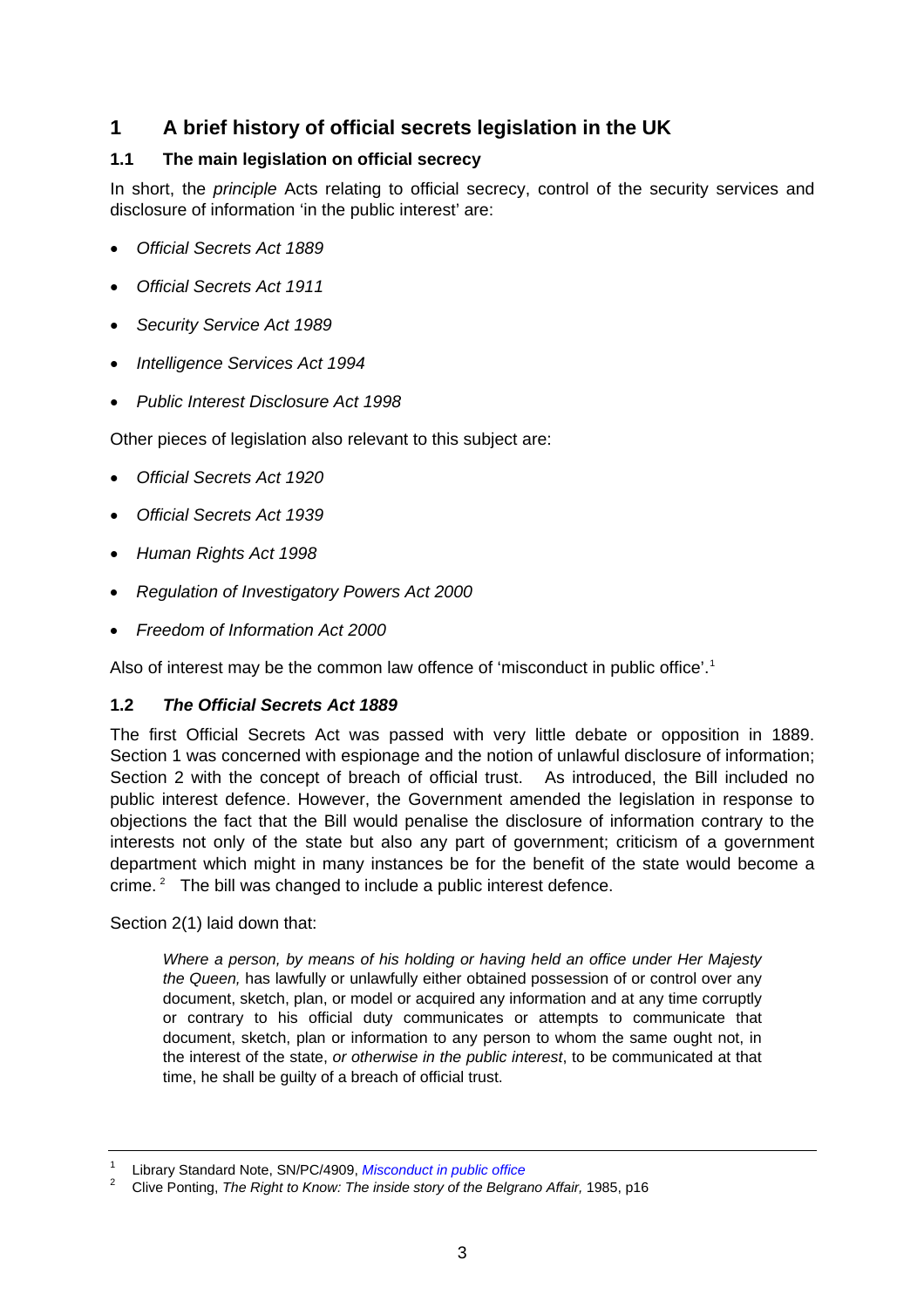# 1 A brief history of official secrets legislation in the UK

## 1.1 The main legislation on official secrecy

In short, the *principle* Acts relating to official secrecy, control of the security services and disclosure of information 'in the public interest' are:

- *Official Secrets Act 1889*
- *Official Secrets Act 1911*
- *Security Service Act 1989*
- *Intelligence Services Act 1994*
- *Public Interest Disclosure Act 1998*

Other pieces of legislation also relevant to this subject are:

- *Official Secrets Act 1920*
- *Official Secrets Act 1939*
- *Human Rights Act 1998*
- *Regulation of Investigatory Powers Act 2000*
- *Freedom of Information Act 2000*

Also of interest may be the common law offence of 'misconduct in public office'.[1]

## 1.2 *The Official Secrets Act 1889*

The first Official Secrets Act was passed with very little debate or opposition in 1889. Section 1 was concerned with espionage and the notion of unlawful disclosure of information; Section 2 with the concept of breach of official trust. As introduced, the Bill included no public interest defence. However, the Government amended the legislation in response to objections the fact that the Bill would penalise the disclosure of information contrary to the interests not only of the state but also any part of government; criticism of a government department which might in many instances be for the benefit of the state would become a crime.[2] The bill was changed to include a public interest defence.

Section 2(1) laid down that:

> *Where a person, by means of his holding or having held an office under Her Majesty the Queen,* has lawfully or unlawfully either obtained possession of or control over any document, sketch, plan, or model or acquired any information and at any time corruptly or contrary to his official duty communicates or attempts to communicate that document, sketch, plan or information to any person to whom the same ought not, in the interest of the state, *or otherwise in the public interest*, to be communicated at that time, he shall be guilty of a breach of official trust.

---

[1] Library Standard Note, SN/PC/4909, *Misconduct in public office*

[2] Clive Ponting, *The Right to Know: The inside story of the Belgrano Affair,* 1985, p16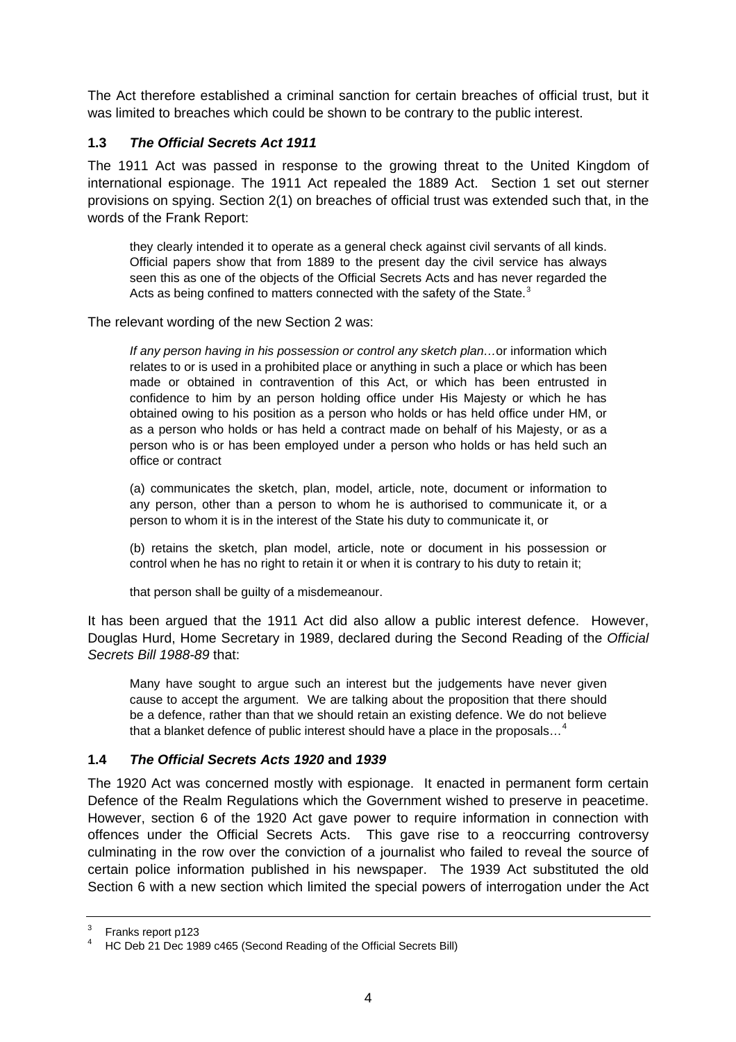The Act therefore established a criminal sanction for certain breaches of official trust, but it was limited to breaches which could be shown to be contrary to the public interest.

### 1.3 *The Official Secrets Act 1911*

The 1911 Act was passed in response to the growing threat to the United Kingdom of international espionage. The 1911 Act repealed the 1889 Act. Section 1 set out sterner provisions on spying. Section 2(1) on breaches of official trust was extended such that, in the words of the Frank Report:

> they clearly intended it to operate as a general check against civil servants of all kinds. Official papers show that from 1889 to the present day the civil service has always seen this as one of the objects of the Official Secrets Acts and has never regarded the Acts as being confined to matters connected with the safety of the State.[3]

The relevant wording of the new Section 2 was:

> *If any person having in his possession or control any sketch plan…*or information which relates to or is used in a prohibited place or anything in such a place or which has been made or obtained in contravention of this Act, or which has been entrusted in confidence to him by an person holding office under His Majesty or which he has obtained owing to his position as a person who holds or has held office under HM, or as a person who holds or has held a contract made on behalf of his Majesty, or as a person who is or has been employed under a person who holds or has held such an office or contract
>
> (a) communicates the sketch, plan, model, article, note, document or information to any person, other than a person to whom he is authorised to communicate it, or a person to whom it is in the interest of the State his duty to communicate it, or
>
> (b) retains the sketch, plan model, article, note or document in his possession or control when he has no right to retain it or when it is contrary to his duty to retain it;
>
> that person shall be guilty of a misdemeanour.

It has been argued that the 1911 Act did also allow a public interest defence. However, Douglas Hurd, Home Secretary in 1989, declared during the Second Reading of the *Official Secrets Bill 1988-89* that:

> Many have sought to argue such an interest but the judgements have never given cause to accept the argument. We are talking about the proposition that there should be a defence, rather than that we should retain an existing defence. We do not believe that a blanket defence of public interest should have a place in the proposals…[4]

### 1.4 *The Official Secrets Acts 1920* and *1939*

The 1920 Act was concerned mostly with espionage. It enacted in permanent form certain Defence of the Realm Regulations which the Government wished to preserve in peacetime. However, section 6 of the 1920 Act gave power to require information in connection with offences under the Official Secrets Acts. This gave rise to a reoccurring controversy culminating in the row over the conviction of a journalist who failed to reveal the source of certain police information published in his newspaper. The 1939 Act substituted the old Section 6 with a new section which limited the special powers of interrogation under the Act

---

[3] Franks report p123

[4] HC Deb 21 Dec 1989 c465 (Second Reading of the Official Secrets Bill)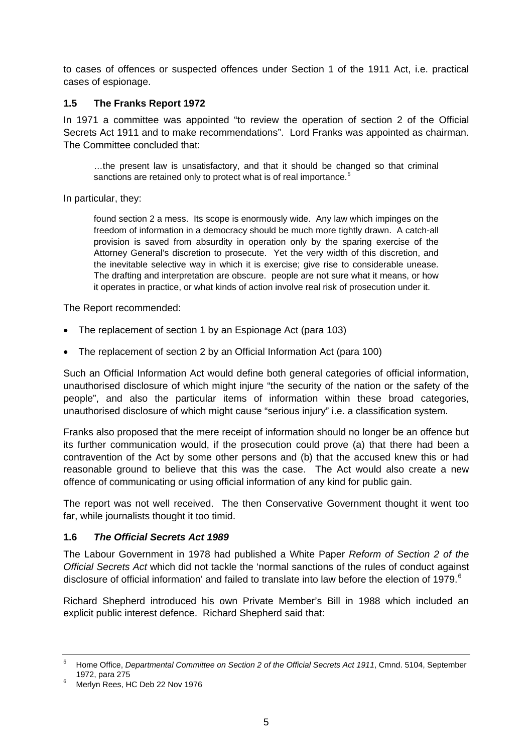to cases of offences or suspected offences under Section 1 of the 1911 Act, i.e. practical cases of espionage.

### 1.5 The Franks Report 1972

In 1971 a committee was appointed "to review the operation of section 2 of the Official Secrets Act 1911 and to make recommendations". Lord Franks was appointed as chairman. The Committee concluded that:

> …the present law is unsatisfactory, and that it should be changed so that criminal sanctions are retained only to protect what is of real importance.[5]

In particular, they:

> found section 2 a mess. Its scope is enormously wide. Any law which impinges on the freedom of information in a democracy should be much more tightly drawn. A catch-all provision is saved from absurdity in operation only by the sparing exercise of the Attorney General's discretion to prosecute. Yet the very width of this discretion, and the inevitable selective way in which it is exercise; give rise to considerable unease. The drafting and interpretation are obscure. people are not sure what it means, or how it operates in practice, or what kinds of action involve real risk of prosecution under it.

The Report recommended:

- The replacement of section 1 by an Espionage Act (para 103)
- The replacement of section 2 by an Official Information Act (para 100)

Such an Official Information Act would define both general categories of official information, unauthorised disclosure of which might injure "the security of the nation or the safety of the people", and also the particular items of information within these broad categories, unauthorised disclosure of which might cause "serious injury" i.e. a classification system.

Franks also proposed that the mere receipt of information should no longer be an offence but its further communication would, if the prosecution could prove (a) that there had been a contravention of the Act by some other persons and (b) that the accused knew this or had reasonable ground to believe that this was the case. The Act would also create a new offence of communicating or using official information of any kind for public gain.

The report was not well received. The then Conservative Government thought it went too far, while journalists thought it too timid.

### 1.6 *The Official Secrets Act 1989*

The Labour Government in 1978 had published a White Paper *Reform of Section 2 of the Official Secrets Act* which did not tackle the 'normal sanctions of the rules of conduct against disclosure of official information' and failed to translate into law before the election of 1979.[6]

Richard Shepherd introduced his own Private Member's Bill in 1988 which included an explicit public interest defence. Richard Shepherd said that:

---

[5] Home Office, *Departmental Committee on Section 2 of the Official Secrets Act 1911*, Cmnd. 5104, September 1972, para 275

[6] Merlyn Rees, HC Deb 22 Nov 1976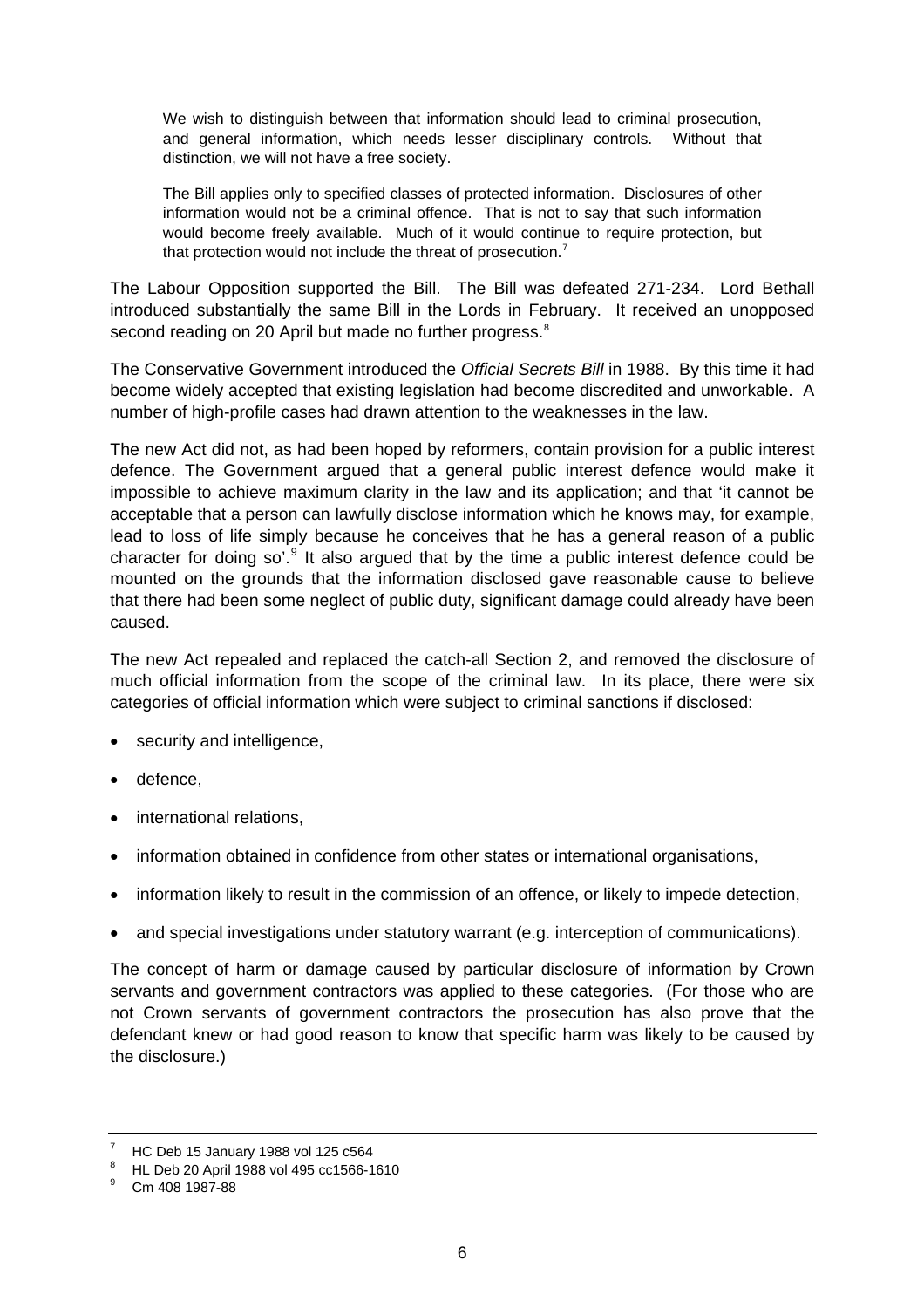> We wish to distinguish between that information should lead to criminal prosecution, and general information, which needs lesser disciplinary controls. Without that distinction, we will not have a free society.
>
> The Bill applies only to specified classes of protected information. Disclosures of other information would not be a criminal offence. That is not to say that such information would become freely available. Much of it would continue to require protection, but that protection would not include the threat of prosecution.[7]

The Labour Opposition supported the Bill. The Bill was defeated 271-234. Lord Bethall introduced substantially the same Bill in the Lords in February. It received an unopposed second reading on 20 April but made no further progress.[8]

The Conservative Government introduced the *Official Secrets Bill* in 1988. By this time it had become widely accepted that existing legislation had become discredited and unworkable. A number of high-profile cases had drawn attention to the weaknesses in the law.

The new Act did not, as had been hoped by reformers, contain provision for a public interest defence. The Government argued that a general public interest defence would make it impossible to achieve maximum clarity in the law and its application; and that 'it cannot be acceptable that a person can lawfully disclose information which he knows may, for example, lead to loss of life simply because he conceives that he has a general reason of a public character for doing so'.[9] It also argued that by the time a public interest defence could be mounted on the grounds that the information disclosed gave reasonable cause to believe that there had been some neglect of public duty, significant damage could already have been caused.

The new Act repealed and replaced the catch-all Section 2, and removed the disclosure of much official information from the scope of the criminal law. In its place, there were six categories of official information which were subject to criminal sanctions if disclosed:

- security and intelligence,
- defence,
- international relations,
- information obtained in confidence from other states or international organisations,
- information likely to result in the commission of an offence, or likely to impede detection,
- and special investigations under statutory warrant (e.g. interception of communications).

The concept of harm or damage caused by particular disclosure of information by Crown servants and government contractors was applied to these categories. (For those who are not Crown servants of government contractors the prosecution has also prove that the defendant knew or had good reason to know that specific harm was likely to be caused by the disclosure.)

---

[7] HC Deb 15 January 1988 vol 125 c564

[8] HL Deb 20 April 1988 vol 495 cc1566-1610

[9] Cm 408 1987-88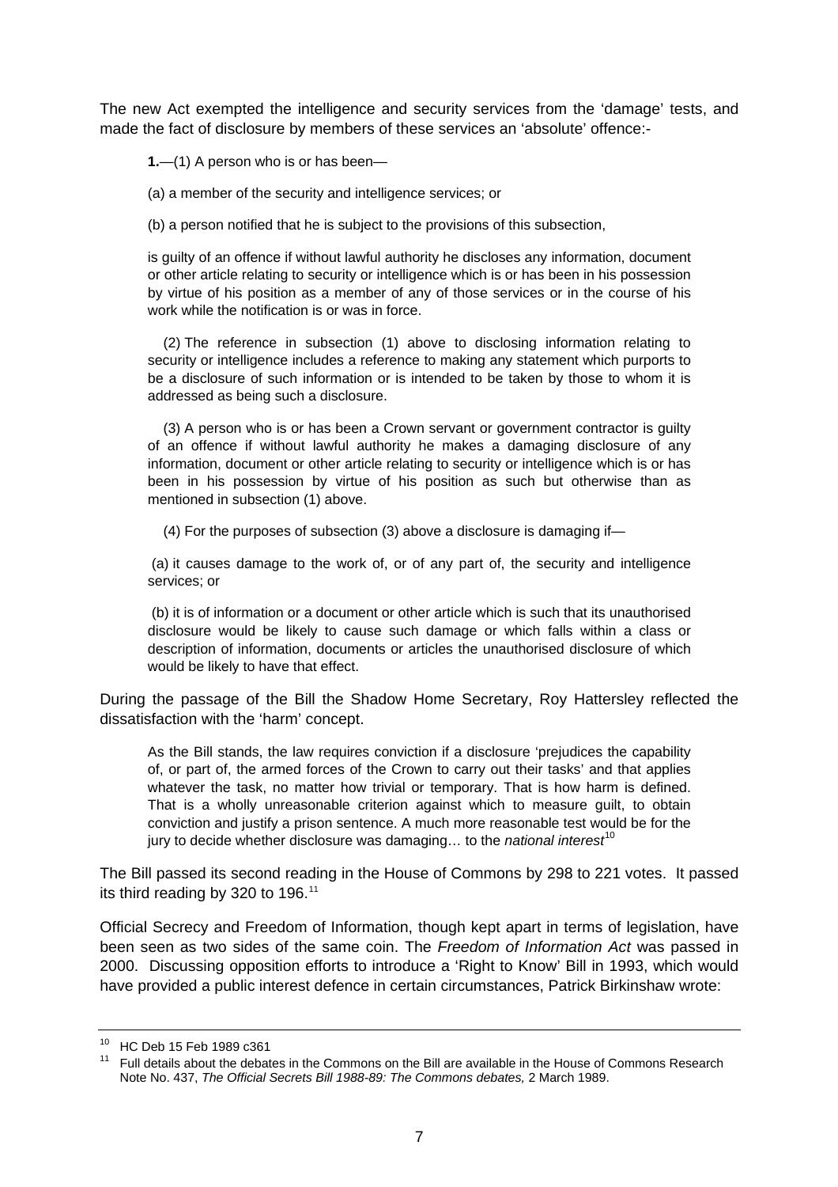The new Act exempted the intelligence and security services from the 'damage' tests, and made the fact of disclosure by members of these services an 'absolute' offence:-

> **1.**—(1) A person who is or has been—
>
> (a) a member of the security and intelligence services; or
>
> (b) a person notified that he is subject to the provisions of this subsection,
>
> is guilty of an offence if without lawful authority he discloses any information, document or other article relating to security or intelligence which is or has been in his possession by virtue of his position as a member of any of those services or in the course of his work while the notification is or was in force.
>
> (2) The reference in subsection (1) above to disclosing information relating to security or intelligence includes a reference to making any statement which purports to be a disclosure of such information or is intended to be taken by those to whom it is addressed as being such a disclosure.
>
> (3) A person who is or has been a Crown servant or government contractor is guilty of an offence if without lawful authority he makes a damaging disclosure of any information, document or other article relating to security or intelligence which is or has been in his possession by virtue of his position as such but otherwise than as mentioned in subsection (1) above.
>
> (4) For the purposes of subsection (3) above a disclosure is damaging if—
>
> (a) it causes damage to the work of, or of any part of, the security and intelligence services; or
>
> (b) it is of information or a document or other article which is such that its unauthorised disclosure would be likely to cause such damage or which falls within a class or description of information, documents or articles the unauthorised disclosure of which would be likely to have that effect.

During the passage of the Bill the Shadow Home Secretary, Roy Hattersley reflected the dissatisfaction with the 'harm' concept.

> As the Bill stands, the law requires conviction if a disclosure 'prejudices the capability of, or part of, the armed forces of the Crown to carry out their tasks' and that applies whatever the task, no matter how trivial or temporary. That is how harm is defined. That is a wholly unreasonable criterion against which to measure guilt, to obtain conviction and justify a prison sentence. A much more reasonable test would be for the jury to decide whether disclosure was damaging… to the *national interest*[10]

The Bill passed its second reading in the House of Commons by 298 to 221 votes. It passed its third reading by 320 to 196.[11]

Official Secrecy and Freedom of Information, though kept apart in terms of legislation, have been seen as two sides of the same coin. The *Freedom of Information Act* was passed in 2000. Discussing opposition efforts to introduce a 'Right to Know' Bill in 1993, which would have provided a public interest defence in certain circumstances, Patrick Birkinshaw wrote:

---

[10] HC Deb 15 Feb 1989 c361

[11] Full details about the debates in the Commons on the Bill are available in the House of Commons Research Note No. 437, *The Official Secrets Bill 1988-89: The Commons debates,* 2 March 1989.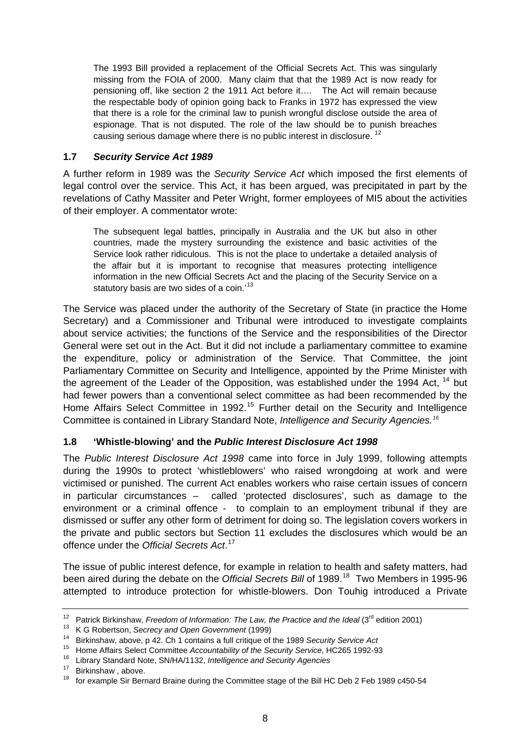> The 1993 Bill provided a replacement of the Official Secrets Act. This was singularly missing from the FOIA of 2000. Many claim that that the 1989 Act is now ready for pensioning off, like section 2 the 1911 Act before it…. The Act will remain because the respectable body of opinion going back to Franks in 1972 has expressed the view that there is a role for the criminal law to punish wrongful disclose outside the area of espionage. That is not disputed. The role of the law should be to punish breaches causing serious damage where there is no public interest in disclosure. [12]

### 1.7 *Security Service Act 1989*

A further reform in 1989 was the *Security Service Act* which imposed the first elements of legal control over the service. This Act, it has been argued, was precipitated in part by the revelations of Cathy Massiter and Peter Wright, former employees of MI5 about the activities of their employer. A commentator wrote:

> The subsequent legal battles, principally in Australia and the UK but also in other countries, made the mystery surrounding the existence and basic activities of the Service look rather ridiculous. This is not the place to undertake a detailed analysis of the affair but it is important to recognise that measures protecting intelligence information in the new Official Secrets Act and the placing of the Security Service on a statutory basis are two sides of a coin.'[13]

The Service was placed under the authority of the Secretary of State (in practice the Home Secretary) and a Commissioner and Tribunal were introduced to investigate complaints about service activities; the functions of the Service and the responsibilities of the Director General were set out in the Act. But it did not include a parliamentary committee to examine the expenditure, policy or administration of the Service. That Committee, the joint Parliamentary Committee on Security and Intelligence, appointed by the Prime Minister with the agreement of the Leader of the Opposition, was established under the 1994 Act, [14] but had fewer powers than a conventional select committee as had been recommended by the Home Affairs Select Committee in 1992.[15] Further detail on the Security and Intelligence Committee is contained in Library Standard Note, *Intelligence and Security Agencies.*[16]

### 1.8 'Whistle-blowing' and the *Public Interest Disclosure Act 1998*

The *Public Interest Disclosure Act 1998* came into force in July 1999, following attempts during the 1990s to protect 'whistleblowers' who raised wrongdoing at work and were victimised or punished. The current Act enables workers who raise certain issues of concern in particular circumstances – called 'protected disclosures', such as damage to the environment or a criminal offence - to complain to an employment tribunal if they are dismissed or suffer any other form of detriment for doing so. The legislation covers workers in the private and public sectors but Section 11 excludes the disclosures which would be an offence under the *Official Secrets Act*.[17]

The issue of public interest defence, for example in relation to health and safety matters, had been aired during the debate on the *Official Secrets Bill* of 1989.[18] Two Members in 1995-96 attempted to introduce protection for whistle-blowers. Don Touhig introduced a Private

---

[12] Patrick Birkinshaw, *Freedom of Information: The Law, the Practice and the Ideal* (3rd edition 2001)

[13] K G Robertson, *Secrecy and Open Government* (1999)

[14] Birkinshaw, above, p 42. Ch 1 contains a full critique of the 1989 *Security Service Act*

[15] Home Affairs Select Committee *Accountability of the Security Service*, HC265 1992-93

[16] Library Standard Note, SN/HA/1132, *Intelligence and Security Agencies*

[17] Birkinshaw , above.

[18] for example Sir Bernard Braine during the Committee stage of the Bill HC Deb 2 Feb 1989 c450-54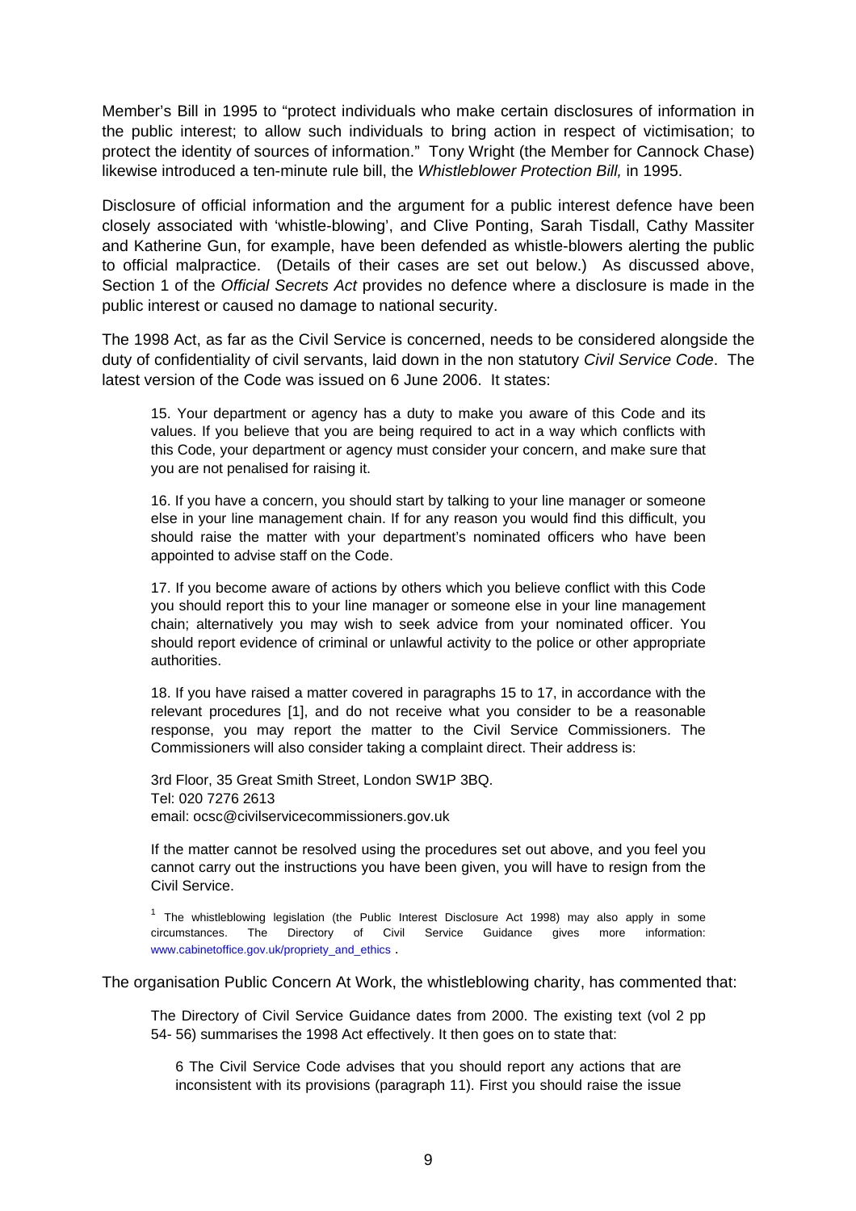Member's Bill in 1995 to "protect individuals who make certain disclosures of information in the public interest; to allow such individuals to bring action in respect of victimisation; to protect the identity of sources of information." Tony Wright (the Member for Cannock Chase) likewise introduced a ten-minute rule bill, the *Whistleblower Protection Bill,* in 1995.

Disclosure of official information and the argument for a public interest defence have been closely associated with 'whistle-blowing', and Clive Ponting, Sarah Tisdall, Cathy Massiter and Katherine Gun, for example, have been defended as whistle-blowers alerting the public to official malpractice. (Details of their cases are set out below.) As discussed above, Section 1 of the *Official Secrets Act* provides no defence where a disclosure is made in the public interest or caused no damage to national security.

The 1998 Act, as far as the Civil Service is concerned, needs to be considered alongside the duty of confidentiality of civil servants, laid down in the non statutory *Civil Service Code*. The latest version of the Code was issued on 6 June 2006. It states:

> 15. Your department or agency has a duty to make you aware of this Code and its values. If you believe that you are being required to act in a way which conflicts with this Code, your department or agency must consider your concern, and make sure that you are not penalised for raising it.
>
> 16. If you have a concern, you should start by talking to your line manager or someone else in your line management chain. If for any reason you would find this difficult, you should raise the matter with your department's nominated officers who have been appointed to advise staff on the Code.
>
> 17. If you become aware of actions by others which you believe conflict with this Code you should report this to your line manager or someone else in your line management chain; alternatively you may wish to seek advice from your nominated officer. You should report evidence of criminal or unlawful activity to the police or other appropriate authorities.
>
> 18. If you have raised a matter covered in paragraphs 15 to 17, in accordance with the relevant procedures [1], and do not receive what you consider to be a reasonable response, you may report the matter to the Civil Service Commissioners. The Commissioners will also consider taking a complaint direct. Their address is:
>
> 3rd Floor, 35 Great Smith Street, London SW1P 3BQ.
> Tel: 020 7276 2613
> email: ocsc@civilservicecommissioners.gov.uk
>
> If the matter cannot be resolved using the procedures set out above, and you feel you cannot carry out the instructions you have been given, you will have to resign from the Civil Service.
>
> [1] The whistleblowing legislation (the Public Interest Disclosure Act 1998) may also apply in some circumstances. The Directory of Civil Service Guidance gives more information: www.cabinetoffice.gov.uk/propriety_and_ethics .

The organisation Public Concern At Work, the whistleblowing charity, has commented that:

> The Directory of Civil Service Guidance dates from 2000. The existing text (vol 2 pp 54- 56) summarises the 1998 Act effectively. It then goes on to state that:
>
> > 6 The Civil Service Code advises that you should report any actions that are inconsistent with its provisions (paragraph 11). First you should raise the issue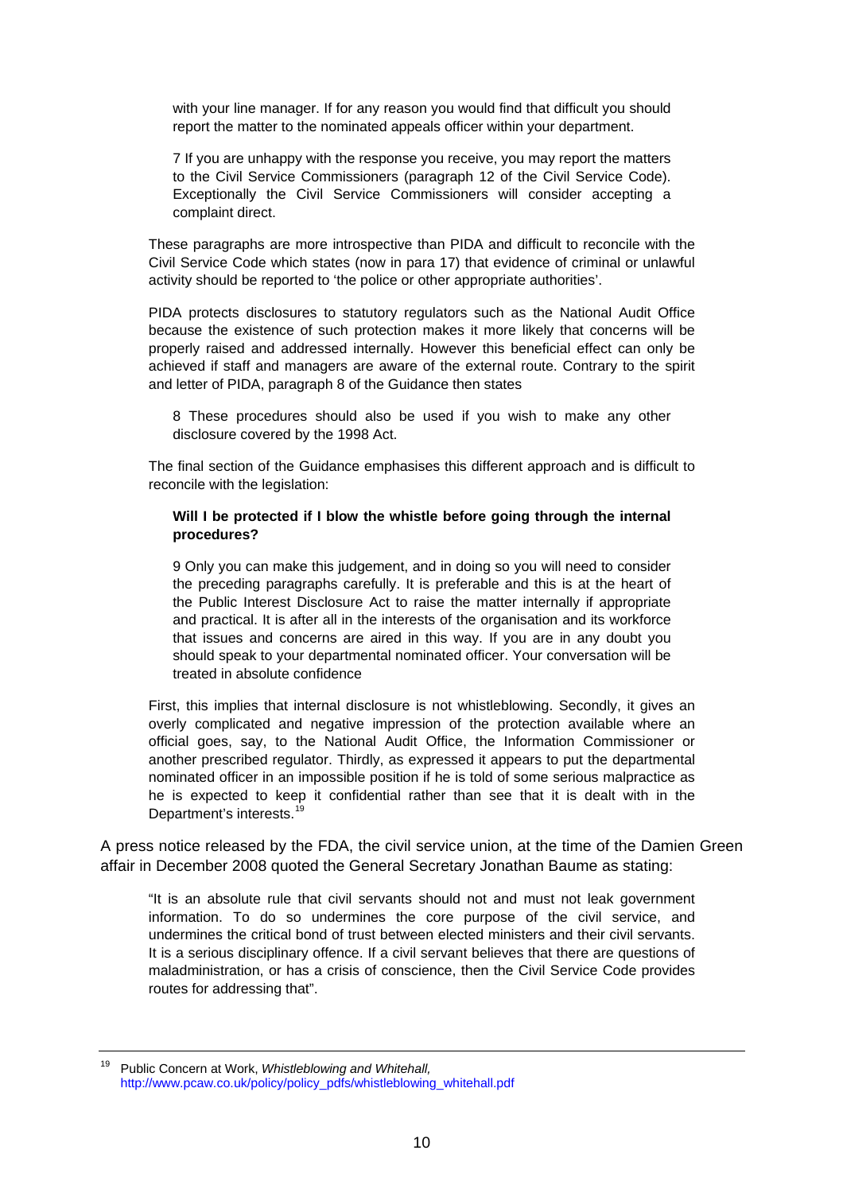> with your line manager. If for any reason you would find that difficult you should report the matter to the nominated appeals officer within your department.
>
> 7 If you are unhappy with the response you receive, you may report the matters to the Civil Service Commissioners (paragraph 12 of the Civil Service Code). Exceptionally the Civil Service Commissioners will consider accepting a complaint direct.

These paragraphs are more introspective than PIDA and difficult to reconcile with the Civil Service Code which states (now in para 17) that evidence of criminal or unlawful activity should be reported to 'the police or other appropriate authorities'.

PIDA protects disclosures to statutory regulators such as the National Audit Office because the existence of such protection makes it more likely that concerns will be properly raised and addressed internally. However this beneficial effect can only be achieved if staff and managers are aware of the external route. Contrary to the spirit and letter of PIDA, paragraph 8 of the Guidance then states

> 8 These procedures should also be used if you wish to make any other disclosure covered by the 1998 Act.

The final section of the Guidance emphasises this different approach and is difficult to reconcile with the legislation:

> **Will I be protected if I blow the whistle before going through the internal procedures?**
>
> 9 Only you can make this judgement, and in doing so you will need to consider the preceding paragraphs carefully. It is preferable and this is at the heart of the Public Interest Disclosure Act to raise the matter internally if appropriate and practical. It is after all in the interests of the organisation and its workforce that issues and concerns are aired in this way. If you are in any doubt you should speak to your departmental nominated officer. Your conversation will be treated in absolute confidence

First, this implies that internal disclosure is not whistleblowing. Secondly, it gives an overly complicated and negative impression of the protection available where an official goes, say, to the National Audit Office, the Information Commissioner or another prescribed regulator. Thirdly, as expressed it appears to put the departmental nominated officer in an impossible position if he is told of some serious malpractice as he is expected to keep it confidential rather than see that it is dealt with in the Department's interests.[19]

A press notice released by the FDA, the civil service union, at the time of the Damien Green affair in December 2008 quoted the General Secretary Jonathan Baume as stating:

> "It is an absolute rule that civil servants should not and must not leak government information. To do so undermines the core purpose of the civil service, and undermines the critical bond of trust between elected ministers and their civil servants. It is a serious disciplinary offence. If a civil servant believes that there are questions of maladministration, or has a crisis of conscience, then the Civil Service Code provides routes for addressing that".

---

[19] Public Concern at Work, *Whistleblowing and Whitehall,* http://www.pcaw.co.uk/policy/policy_pdfs/whistleblowing_whitehall.pdf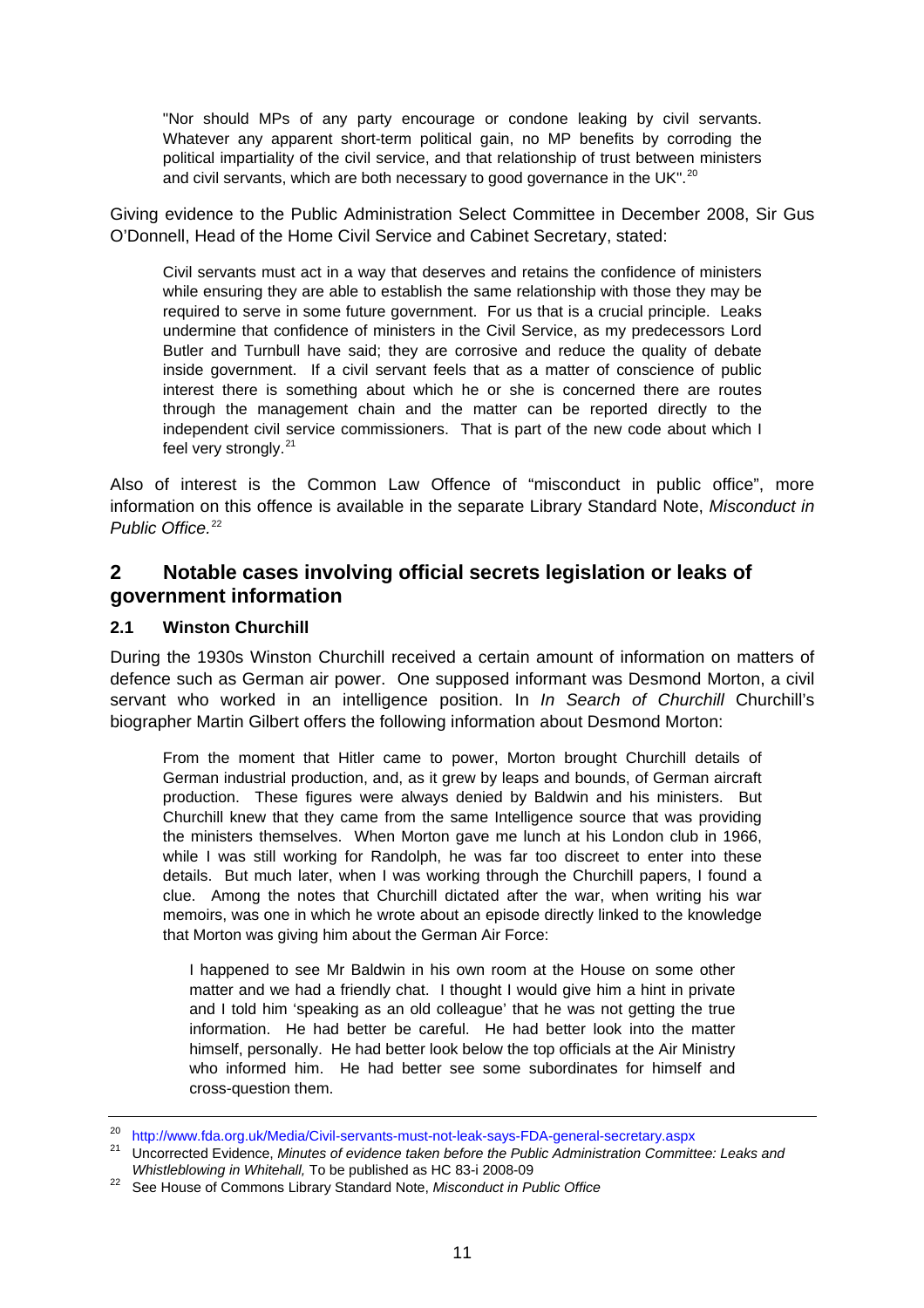> "Nor should MPs of any party encourage or condone leaking by civil servants. Whatever any apparent short-term political gain, no MP benefits by corroding the political impartiality of the civil service, and that relationship of trust between ministers and civil servants, which are both necessary to good governance in the UK".[20]

Giving evidence to the Public Administration Select Committee in December 2008, Sir Gus O'Donnell, Head of the Home Civil Service and Cabinet Secretary, stated:

> Civil servants must act in a way that deserves and retains the confidence of ministers while ensuring they are able to establish the same relationship with those they may be required to serve in some future government. For us that is a crucial principle. Leaks undermine that confidence of ministers in the Civil Service, as my predecessors Lord Butler and Turnbull have said; they are corrosive and reduce the quality of debate inside government. If a civil servant feels that as a matter of conscience of public interest there is something about which he or she is concerned there are routes through the management chain and the matter can be reported directly to the independent civil service commissioners. That is part of the new code about which I feel very strongly.[21]

Also of interest is the Common Law Offence of "misconduct in public office", more information on this offence is available in the separate Library Standard Note, *Misconduct in Public Office.*[22]

## 2 Notable cases involving official secrets legislation or leaks of government information

### 2.1 Winston Churchill

During the 1930s Winston Churchill received a certain amount of information on matters of defence such as German air power. One supposed informant was Desmond Morton, a civil servant who worked in an intelligence position. In *In Search of Churchill* Churchill's biographer Martin Gilbert offers the following information about Desmond Morton:

> From the moment that Hitler came to power, Morton brought Churchill details of German industrial production, and, as it grew by leaps and bounds, of German aircraft production. These figures were always denied by Baldwin and his ministers. But Churchill knew that they came from the same Intelligence source that was providing the ministers themselves. When Morton gave me lunch at his London club in 1966, while I was still working for Randolph, he was far too discreet to enter into these details. But much later, when I was working through the Churchill papers, I found a clue. Among the notes that Churchill dictated after the war, when writing his war memoirs, was one in which he wrote about an episode directly linked to the knowledge that Morton was giving him about the German Air Force:
>
> > I happened to see Mr Baldwin in his own room at the House on some other matter and we had a friendly chat. I thought I would give him a hint in private and I told him 'speaking as an old colleague' that he was not getting the true information. He had better be careful. He had better look into the matter himself, personally. He had better look below the top officials at the Air Ministry who informed him. He had better see some subordinates for himself and cross-question them.

---

[20] http://www.fda.org.uk/Media/Civil-servants-must-not-leak-says-FDA-general-secretary.aspx

[21] Uncorrected Evidence, *Minutes of evidence taken before the Public Administration Committee: Leaks and Whistleblowing in Whitehall,* To be published as HC 83-i 2008-09

[22] See House of Commons Library Standard Note, *Misconduct in Public Office*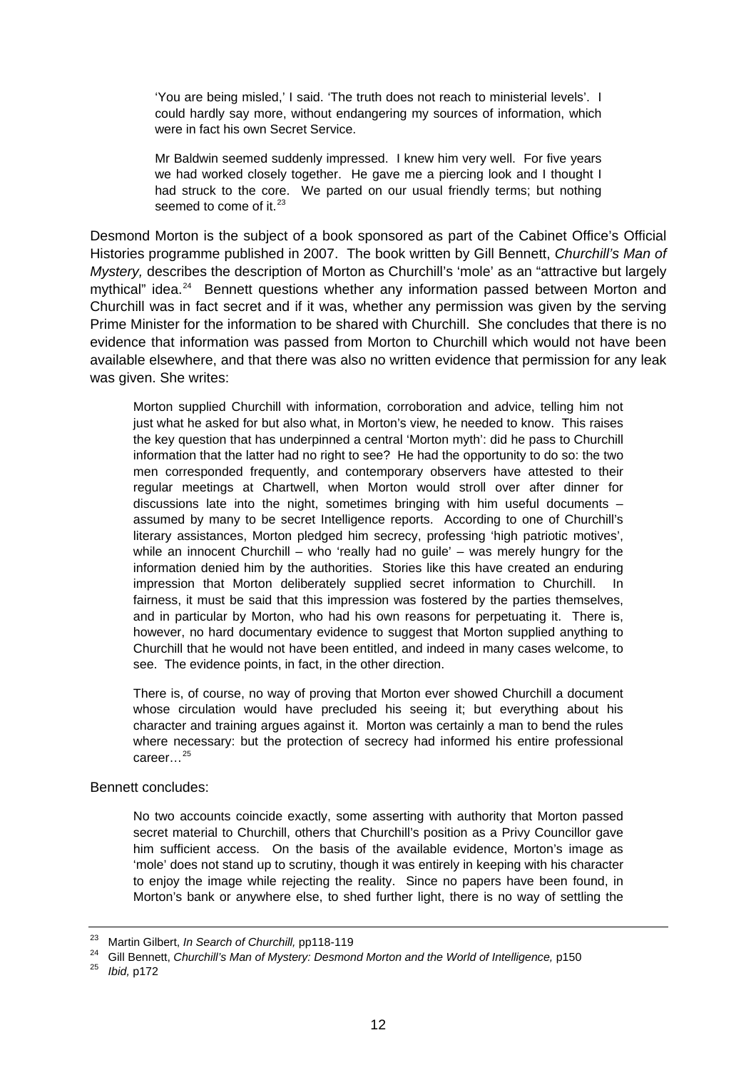> 'You are being misled,' I said. 'The truth does not reach to ministerial levels'. I could hardly say more, without endangering my sources of information, which were in fact his own Secret Service.
>
> Mr Baldwin seemed suddenly impressed. I knew him very well. For five years we had worked closely together. He gave me a piercing look and I thought I had struck to the core. We parted on our usual friendly terms; but nothing seemed to come of it.[23]

Desmond Morton is the subject of a book sponsored as part of the Cabinet Office's Official Histories programme published in 2007. The book written by Gill Bennett, *Churchill's Man of Mystery,* describes the description of Morton as Churchill's 'mole' as an "attractive but largely mythical" idea.[24] Bennett questions whether any information passed between Morton and Churchill was in fact secret and if it was, whether any permission was given by the serving Prime Minister for the information to be shared with Churchill. She concludes that there is no evidence that information was passed from Morton to Churchill which would not have been available elsewhere, and that there was also no written evidence that permission for any leak was given. She writes:

> Morton supplied Churchill with information, corroboration and advice, telling him not just what he asked for but also what, in Morton's view, he needed to know. This raises the key question that has underpinned a central 'Morton myth': did he pass to Churchill information that the latter had no right to see? He had the opportunity to do so: the two men corresponded frequently, and contemporary observers have attested to their regular meetings at Chartwell, when Morton would stroll over after dinner for discussions late into the night, sometimes bringing with him useful documents – assumed by many to be secret Intelligence reports. According to one of Churchill's literary assistances, Morton pledged him secrecy, professing 'high patriotic motives', while an innocent Churchill – who 'really had no guile' – was merely hungry for the information denied him by the authorities. Stories like this have created an enduring impression that Morton deliberately supplied secret information to Churchill. In fairness, it must be said that this impression was fostered by the parties themselves, and in particular by Morton, who had his own reasons for perpetuating it. There is, however, no hard documentary evidence to suggest that Morton supplied anything to Churchill that he would not have been entitled, and indeed in many cases welcome, to see. The evidence points, in fact, in the other direction.
>
> There is, of course, no way of proving that Morton ever showed Churchill a document whose circulation would have precluded his seeing it; but everything about his character and training argues against it. Morton was certainly a man to bend the rules where necessary: but the protection of secrecy had informed his entire professional career…[25]

Bennett concludes:

> No two accounts coincide exactly, some asserting with authority that Morton passed secret material to Churchill, others that Churchill's position as a Privy Councillor gave him sufficient access. On the basis of the available evidence, Morton's image as 'mole' does not stand up to scrutiny, though it was entirely in keeping with his character to enjoy the image while rejecting the reality. Since no papers have been found, in Morton's bank or anywhere else, to shed further light, there is no way of settling the

---

[23] Martin Gilbert, *In Search of Churchill,* pp118-119

[24] Gill Bennett, *Churchill's Man of Mystery: Desmond Morton and the World of Intelligence,* p150

[25] *Ibid,* p172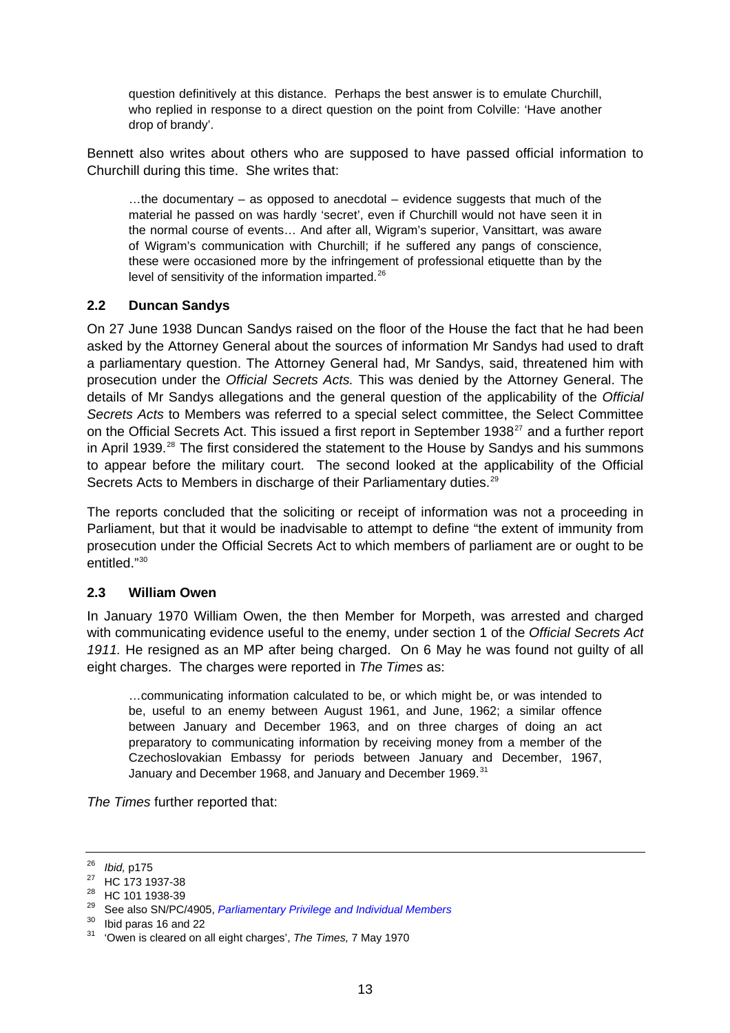> question definitively at this distance. Perhaps the best answer is to emulate Churchill, who replied in response to a direct question on the point from Colville: 'Have another drop of brandy'.

Bennett also writes about others who are supposed to have passed official information to Churchill during this time. She writes that:

> …the documentary – as opposed to anecdotal – evidence suggests that much of the material he passed on was hardly 'secret', even if Churchill would not have seen it in the normal course of events… And after all, Wigram's superior, Vansittart, was aware of Wigram's communication with Churchill; if he suffered any pangs of conscience, these were occasioned more by the infringement of professional etiquette than by the level of sensitivity of the information imparted.[26]

### 2.2 Duncan Sandys

On 27 June 1938 Duncan Sandys raised on the floor of the House the fact that he had been asked by the Attorney General about the sources of information Mr Sandys had used to draft a parliamentary question. The Attorney General had, Mr Sandys, said, threatened him with prosecution under the *Official Secrets Acts.* This was denied by the Attorney General. The details of Mr Sandys allegations and the general question of the applicability of the *Official Secrets Acts* to Members was referred to a special select committee, the Select Committee on the Official Secrets Act. This issued a first report in September 1938[27] and a further report in April 1939.[28] The first considered the statement to the House by Sandys and his summons to appear before the military court. The second looked at the applicability of the Official Secrets Acts to Members in discharge of their Parliamentary duties.[29]

The reports concluded that the soliciting or receipt of information was not a proceeding in Parliament, but that it would be inadvisable to attempt to define "the extent of immunity from prosecution under the Official Secrets Act to which members of parliament are or ought to be entitled."[30]

### 2.3 William Owen

In January 1970 William Owen, the then Member for Morpeth, was arrested and charged with communicating evidence useful to the enemy, under section 1 of the *Official Secrets Act 1911.* He resigned as an MP after being charged. On 6 May he was found not guilty of all eight charges. The charges were reported in *The Times* as:

> …communicating information calculated to be, or which might be, or was intended to be, useful to an enemy between August 1961, and June, 1962; a similar offence between January and December 1963, and on three charges of doing an act preparatory to communicating information by receiving money from a member of the Czechoslovakian Embassy for periods between January and December, 1967, January and December 1968, and January and December 1969.[31]

*The Times* further reported that:

---

[26] *Ibid,* p175

[27] HC 173 1937-38

[28] HC 101 1938-39

[29] See also SN/PC/4905, *Parliamentary Privilege and Individual Members*

[30] Ibid paras 16 and 22

[31] 'Owen is cleared on all eight charges', *The Times,* 7 May 1970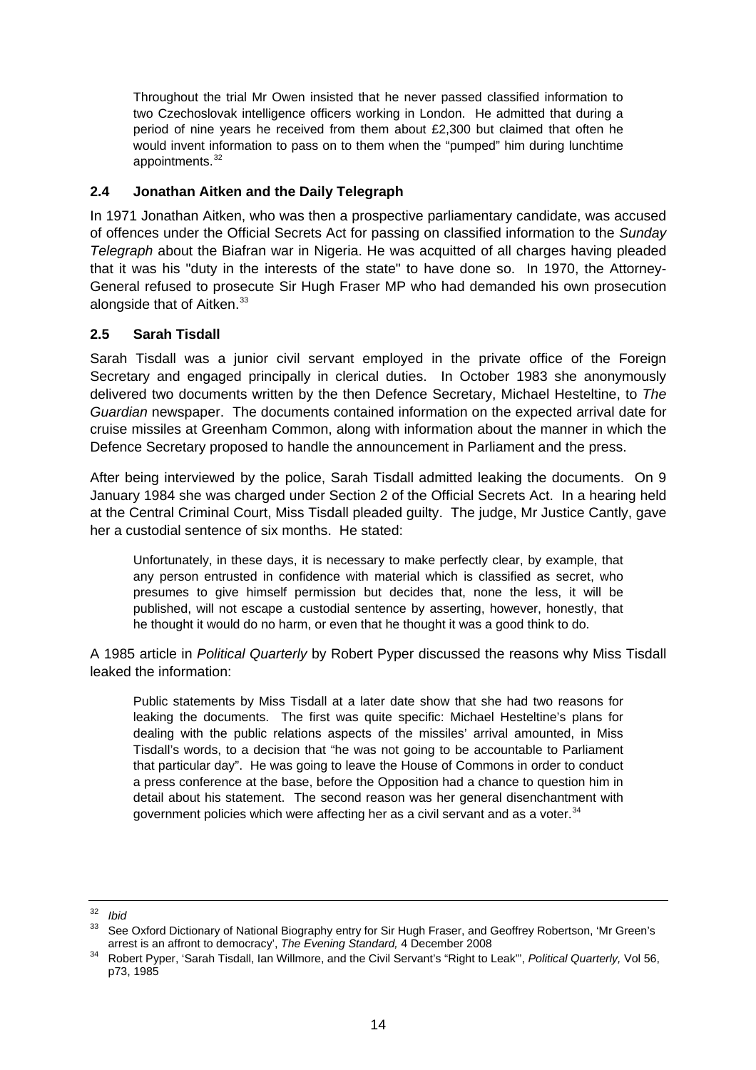> Throughout the trial Mr Owen insisted that he never passed classified information to two Czechoslovak intelligence officers working in London. He admitted that during a period of nine years he received from them about £2,300 but claimed that often he would invent information to pass on to them when the "pumped" him during lunchtime appointments.[32]

### 2.4 Jonathan Aitken and the Daily Telegraph

In 1971 Jonathan Aitken, who was then a prospective parliamentary candidate, was accused of offences under the Official Secrets Act for passing on classified information to the *Sunday Telegraph* about the Biafran war in Nigeria. He was acquitted of all charges having pleaded that it was his "duty in the interests of the state" to have done so. In 1970, the Attorney-General refused to prosecute Sir Hugh Fraser MP who had demanded his own prosecution alongside that of Aitken.[33]

### 2.5 Sarah Tisdall

Sarah Tisdall was a junior civil servant employed in the private office of the Foreign Secretary and engaged principally in clerical duties. In October 1983 she anonymously delivered two documents written by the then Defence Secretary, Michael Hesteltine, to *The Guardian* newspaper. The documents contained information on the expected arrival date for cruise missiles at Greenham Common, along with information about the manner in which the Defence Secretary proposed to handle the announcement in Parliament and the press.

After being interviewed by the police, Sarah Tisdall admitted leaking the documents. On 9 January 1984 she was charged under Section 2 of the Official Secrets Act. In a hearing held at the Central Criminal Court, Miss Tisdall pleaded guilty. The judge, Mr Justice Cantly, gave her a custodial sentence of six months. He stated:

> Unfortunately, in these days, it is necessary to make perfectly clear, by example, that any person entrusted in confidence with material which is classified as secret, who presumes to give himself permission but decides that, none the less, it will be published, will not escape a custodial sentence by asserting, however, honestly, that he thought it would do no harm, or even that he thought it was a good think to do.

A 1985 article in *Political Quarterly* by Robert Pyper discussed the reasons why Miss Tisdall leaked the information:

> Public statements by Miss Tisdall at a later date show that she had two reasons for leaking the documents. The first was quite specific: Michael Hesteltine's plans for dealing with the public relations aspects of the missiles' arrival amounted, in Miss Tisdall's words, to a decision that "he was not going to be accountable to Parliament that particular day". He was going to leave the House of Commons in order to conduct a press conference at the base, before the Opposition had a chance to question him in detail about his statement. The second reason was her general disenchantment with government policies which were affecting her as a civil servant and as a voter.[34]

---

[32] *Ibid*

[33] See Oxford Dictionary of National Biography entry for Sir Hugh Fraser, and Geoffrey Robertson, 'Mr Green's arrest is an affront to democracy', *The Evening Standard,* 4 December 2008

[34] Robert Pyper, 'Sarah Tisdall, Ian Willmore, and the Civil Servant's "Right to Leak"', *Political Quarterly,* Vol 56, p73, 1985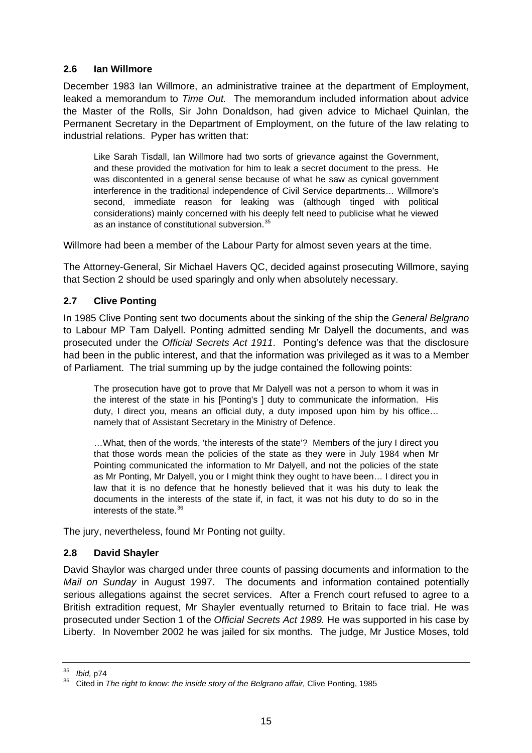### 2.6 Ian Willmore

December 1983 Ian Willmore, an administrative trainee at the department of Employment, leaked a memorandum to *Time Out.* The memorandum included information about advice the Master of the Rolls, Sir John Donaldson, had given advice to Michael Quinlan, the Permanent Secretary in the Department of Employment, on the future of the law relating to industrial relations. Pyper has written that:

> Like Sarah Tisdall, Ian Willmore had two sorts of grievance against the Government, and these provided the motivation for him to leak a secret document to the press. He was discontented in a general sense because of what he saw as cynical government interference in the traditional independence of Civil Service departments… Willmore's second, immediate reason for leaking was (although tinged with political considerations) mainly concerned with his deeply felt need to publicise what he viewed as an instance of constitutional subversion.[35]

Willmore had been a member of the Labour Party for almost seven years at the time.

The Attorney-General, Sir Michael Havers QC, decided against prosecuting Willmore, saying that Section 2 should be used sparingly and only when absolutely necessary.

### 2.7 Clive Ponting

In 1985 Clive Ponting sent two documents about the sinking of the ship the *General Belgrano* to Labour MP Tam Dalyell. Ponting admitted sending Mr Dalyell the documents, and was prosecuted under the *Official Secrets Act 1911*. Ponting's defence was that the disclosure had been in the public interest, and that the information was privileged as it was to a Member of Parliament. The trial summing up by the judge contained the following points:

> The prosecution have got to prove that Mr Dalyell was not a person to whom it was in the interest of the state in his [Ponting's ] duty to communicate the information. His duty, I direct you, means an official duty, a duty imposed upon him by his office… namely that of Assistant Secretary in the Ministry of Defence.
>
> …What, then of the words, 'the interests of the state'? Members of the jury I direct you that those words mean the policies of the state as they were in July 1984 when Mr Pointing communicated the information to Mr Dalyell, and not the policies of the state as Mr Ponting, Mr Dalyell, you or I might think they ought to have been… I direct you in law that it is no defence that he honestly believed that it was his duty to leak the documents in the interests of the state if, in fact, it was not his duty to do so in the interests of the state.[36]

The jury, nevertheless, found Mr Ponting not guilty.

### 2.8 David Shayler

David Shaylor was charged under three counts of passing documents and information to the *Mail on Sunday* in August 1997. The documents and information contained potentially serious allegations against the secret services. After a French court refused to agree to a British extradition request, Mr Shayler eventually returned to Britain to face trial. He was prosecuted under Section 1 of the *Official Secrets Act 1989.* He was supported in his case by Liberty. In November 2002 he was jailed for six months*.* The judge, Mr Justice Moses, told

---

[35] *Ibid,* p74

[36] Cited in *The right to know: the inside story of the Belgrano affair,* Clive Ponting, 1985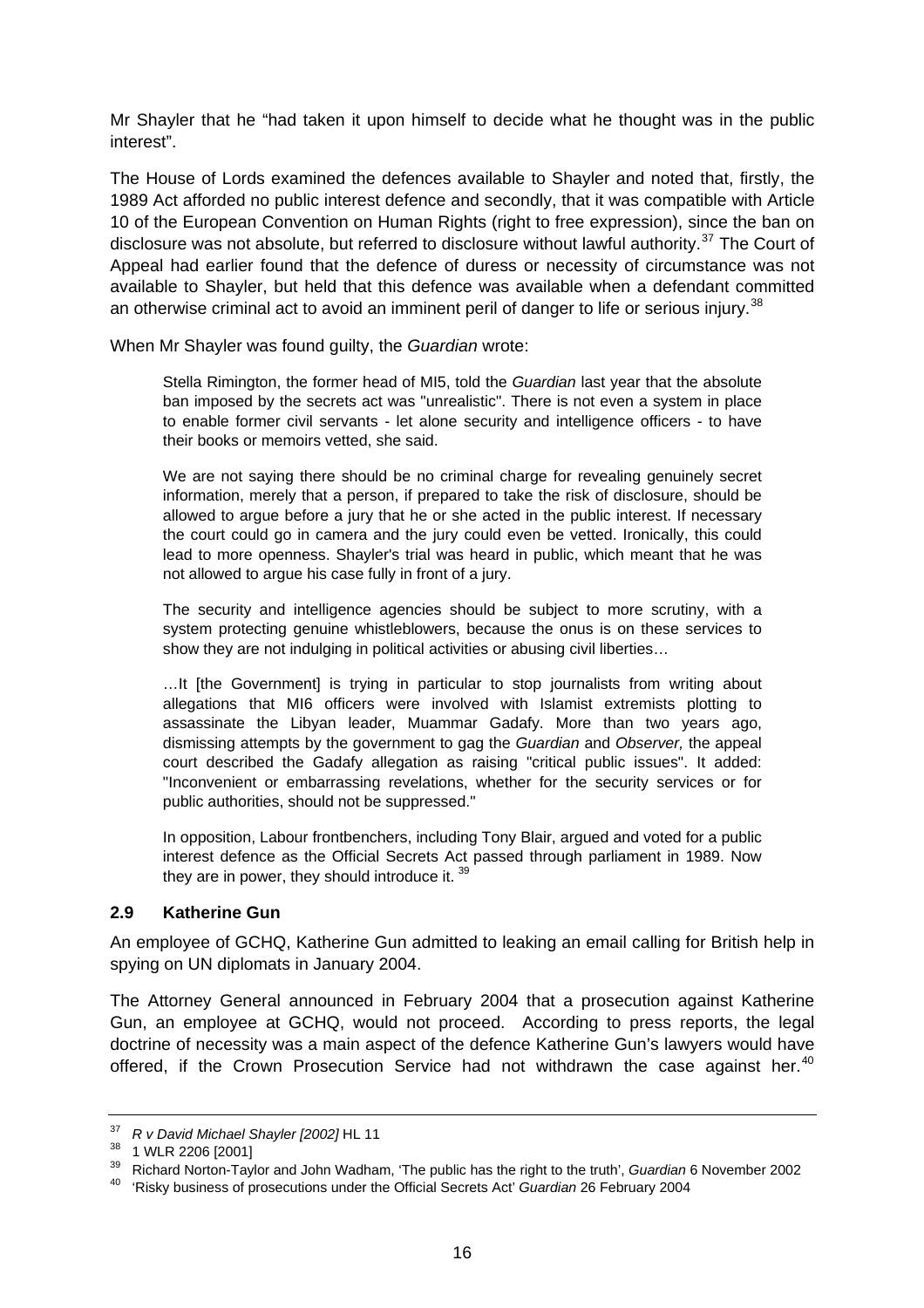Mr Shayler that he "had taken it upon himself to decide what he thought was in the public interest".

The House of Lords examined the defences available to Shayler and noted that, firstly, the 1989 Act afforded no public interest defence and secondly, that it was compatible with Article 10 of the European Convention on Human Rights (right to free expression), since the ban on disclosure was not absolute, but referred to disclosure without lawful authority.[37] The Court of Appeal had earlier found that the defence of duress or necessity of circumstance was not available to Shayler, but held that this defence was available when a defendant committed an otherwise criminal act to avoid an imminent peril of danger to life or serious injury.[38]

When Mr Shayler was found guilty, the *Guardian* wrote:

> Stella Rimington, the former head of MI5, told the *Guardian* last year that the absolute ban imposed by the secrets act was "unrealistic". There is not even a system in place to enable former civil servants - let alone security and intelligence officers - to have their books or memoirs vetted, she said.
>
> We are not saying there should be no criminal charge for revealing genuinely secret information, merely that a person, if prepared to take the risk of disclosure, should be allowed to argue before a jury that he or she acted in the public interest. If necessary the court could go in camera and the jury could even be vetted. Ironically, this could lead to more openness. Shayler's trial was heard in public, which meant that he was not allowed to argue his case fully in front of a jury.
>
> The security and intelligence agencies should be subject to more scrutiny, with a system protecting genuine whistleblowers, because the onus is on these services to show they are not indulging in political activities or abusing civil liberties…
>
> …It [the Government] is trying in particular to stop journalists from writing about allegations that MI6 officers were involved with Islamist extremists plotting to assassinate the Libyan leader, Muammar Gadafy. More than two years ago, dismissing attempts by the government to gag the *Guardian* and *Observer,* the appeal court described the Gadafy allegation as raising "critical public issues". It added: "Inconvenient or embarrassing revelations, whether for the security services or for public authorities, should not be suppressed."
>
> In opposition, Labour frontbenchers, including Tony Blair, argued and voted for a public interest defence as the Official Secrets Act passed through parliament in 1989. Now they are in power, they should introduce it.[39]

### 2.9 Katherine Gun

An employee of GCHQ, Katherine Gun admitted to leaking an email calling for British help in spying on UN diplomats in January 2004.

The Attorney General announced in February 2004 that a prosecution against Katherine Gun, an employee at GCHQ, would not proceed. According to press reports, the legal doctrine of necessity was a main aspect of the defence Katherine Gun's lawyers would have offered, if the Crown Prosecution Service had not withdrawn the case against her.[40]

---

[37] *R v David Michael Shayler [2002]* HL 11

[38] 1 WLR 2206 [2001]

[39] Richard Norton-Taylor and John Wadham, 'The public has the right to the truth', *Guardian* 6 November 2002

[40] 'Risky business of prosecutions under the Official Secrets Act' *Guardian* 26 February 2004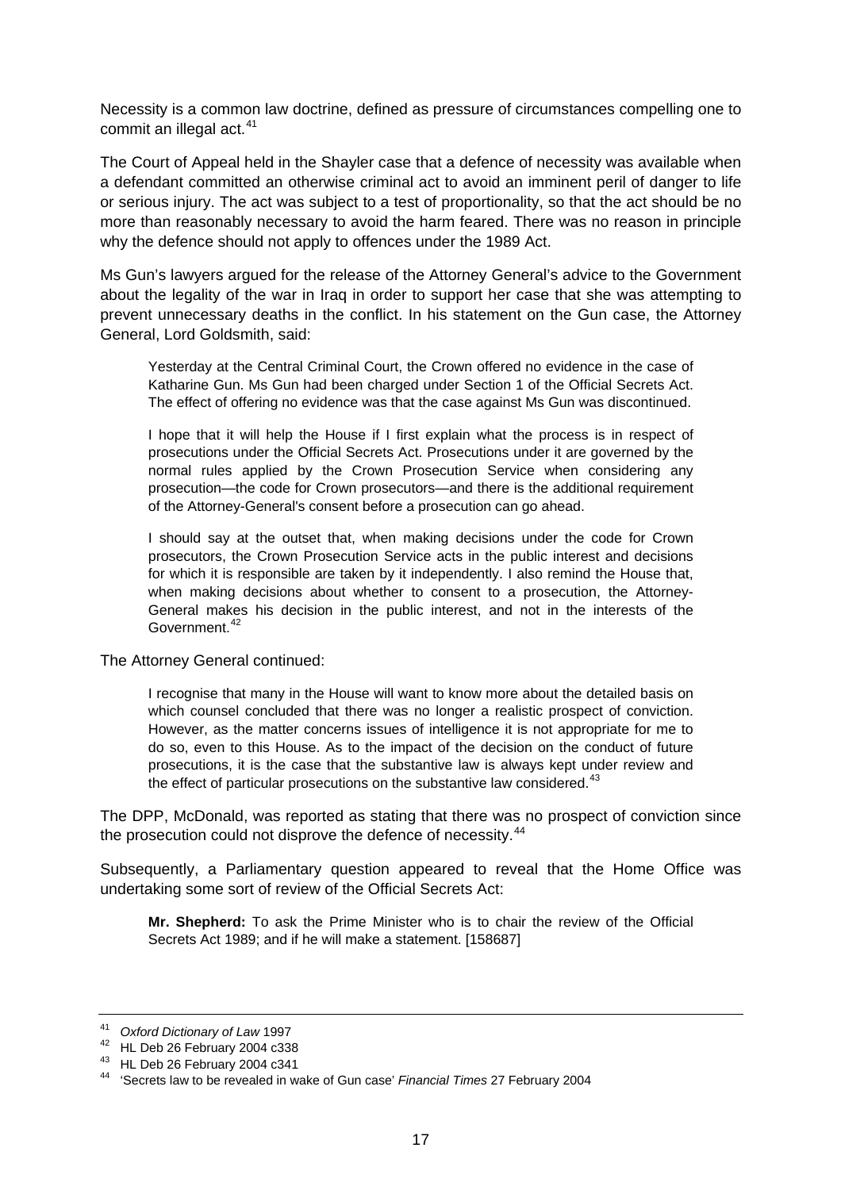Necessity is a common law doctrine, defined as pressure of circumstances compelling one to commit an illegal act.[41]

The Court of Appeal held in the Shayler case that a defence of necessity was available when a defendant committed an otherwise criminal act to avoid an imminent peril of danger to life or serious injury. The act was subject to a test of proportionality, so that the act should be no more than reasonably necessary to avoid the harm feared. There was no reason in principle why the defence should not apply to offences under the 1989 Act.

Ms Gun's lawyers argued for the release of the Attorney General's advice to the Government about the legality of the war in Iraq in order to support her case that she was attempting to prevent unnecessary deaths in the conflict. In his statement on the Gun case, the Attorney General, Lord Goldsmith, said:

> Yesterday at the Central Criminal Court, the Crown offered no evidence in the case of Katharine Gun. Ms Gun had been charged under Section 1 of the Official Secrets Act. The effect of offering no evidence was that the case against Ms Gun was discontinued.
>
> I hope that it will help the House if I first explain what the process is in respect of prosecutions under the Official Secrets Act. Prosecutions under it are governed by the normal rules applied by the Crown Prosecution Service when considering any prosecution—the code for Crown prosecutors—and there is the additional requirement of the Attorney-General's consent before a prosecution can go ahead.
>
> I should say at the outset that, when making decisions under the code for Crown prosecutors, the Crown Prosecution Service acts in the public interest and decisions for which it is responsible are taken by it independently. I also remind the House that, when making decisions about whether to consent to a prosecution, the Attorney-General makes his decision in the public interest, and not in the interests of the Government.[42]

The Attorney General continued:

> I recognise that many in the House will want to know more about the detailed basis on which counsel concluded that there was no longer a realistic prospect of conviction. However, as the matter concerns issues of intelligence it is not appropriate for me to do so, even to this House. As to the impact of the decision on the conduct of future prosecutions, it is the case that the substantive law is always kept under review and the effect of particular prosecutions on the substantive law considered.[43]

The DPP, McDonald, was reported as stating that there was no prospect of conviction since the prosecution could not disprove the defence of necessity.[44]

Subsequently, a Parliamentary question appeared to reveal that the Home Office was undertaking some sort of review of the Official Secrets Act:

> **Mr. Shepherd:** To ask the Prime Minister who is to chair the review of the Official Secrets Act 1989; and if he will make a statement. [158687]

---

[41] *Oxford Dictionary of Law* 1997

[42] HL Deb 26 February 2004 c338

[43] HL Deb 26 February 2004 c341

[44] 'Secrets law to be revealed in wake of Gun case' *Financial Times* 27 February 2004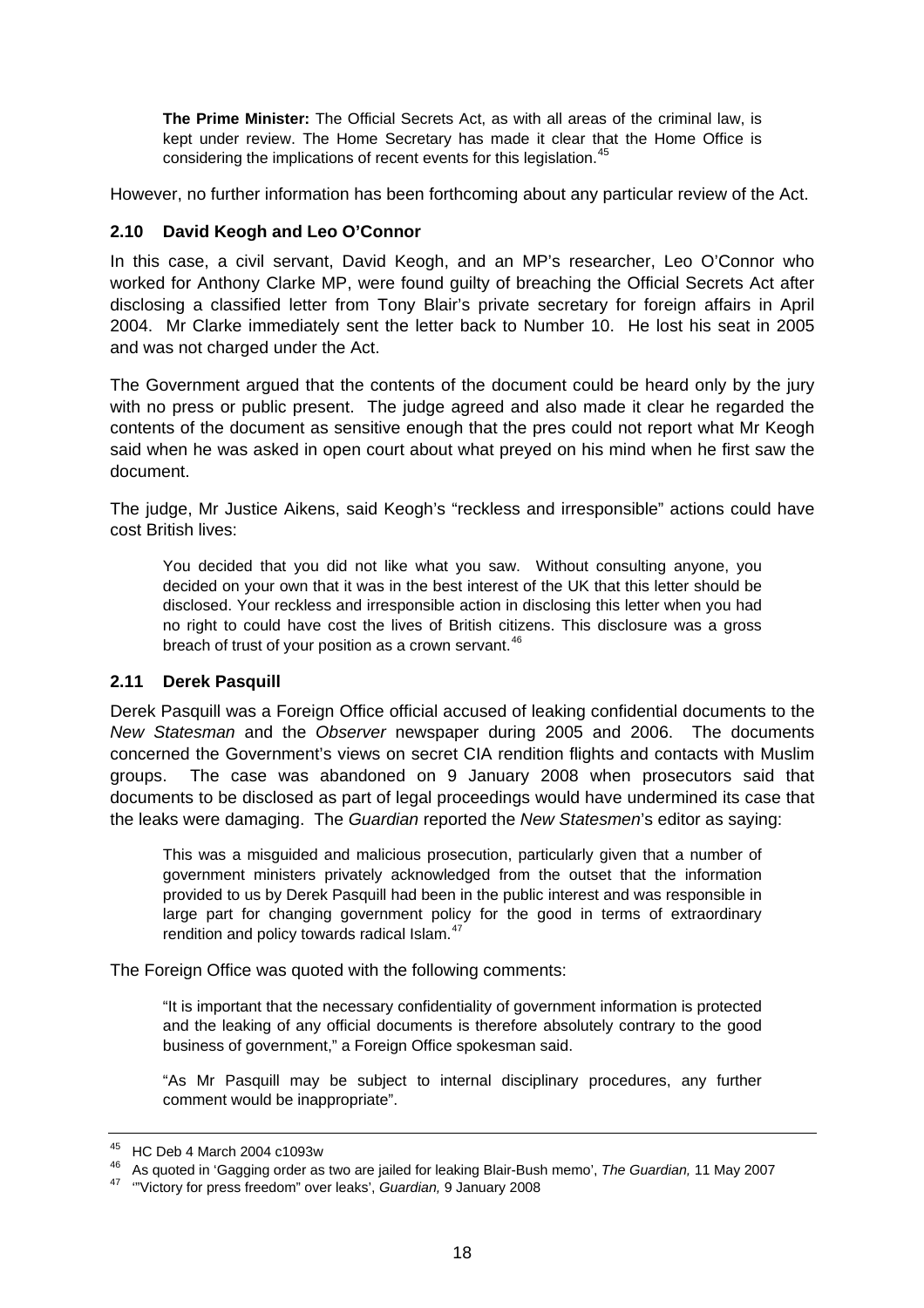> **The Prime Minister:** The Official Secrets Act, as with all areas of the criminal law, is kept under review. The Home Secretary has made it clear that the Home Office is considering the implications of recent events for this legislation.[45]

However, no further information has been forthcoming about any particular review of the Act.

### 2.10 David Keogh and Leo O'Connor

In this case, a civil servant, David Keogh, and an MP's researcher, Leo O'Connor who worked for Anthony Clarke MP, were found guilty of breaching the Official Secrets Act after disclosing a classified letter from Tony Blair's private secretary for foreign affairs in April 2004. Mr Clarke immediately sent the letter back to Number 10. He lost his seat in 2005 and was not charged under the Act.

The Government argued that the contents of the document could be heard only by the jury with no press or public present. The judge agreed and also made it clear he regarded the contents of the document as sensitive enough that the pres could not report what Mr Keogh said when he was asked in open court about what preyed on his mind when he first saw the document.

The judge, Mr Justice Aikens, said Keogh's "reckless and irresponsible" actions could have cost British lives:

> You decided that you did not like what you saw. Without consulting anyone, you decided on your own that it was in the best interest of the UK that this letter should be disclosed. Your reckless and irresponsible action in disclosing this letter when you had no right to could have cost the lives of British citizens. This disclosure was a gross breach of trust of your position as a crown servant.[46]

### 2.11 Derek Pasquill

Derek Pasquill was a Foreign Office official accused of leaking confidential documents to the *New Statesman* and the *Observer* newspaper during 2005 and 2006. The documents concerned the Government's views on secret CIA rendition flights and contacts with Muslim groups. The case was abandoned on 9 January 2008 when prosecutors said that documents to be disclosed as part of legal proceedings would have undermined its case that the leaks were damaging. The *Guardian* reported the *New Statesmen*'s editor as saying:

> This was a misguided and malicious prosecution, particularly given that a number of government ministers privately acknowledged from the outset that the information provided to us by Derek Pasquill had been in the public interest and was responsible in large part for changing government policy for the good in terms of extraordinary rendition and policy towards radical Islam.[47]

The Foreign Office was quoted with the following comments:

> "It is important that the necessary confidentiality of government information is protected and the leaking of any official documents is therefore absolutely contrary to the good business of government," a Foreign Office spokesman said.
>
> "As Mr Pasquill may be subject to internal disciplinary procedures, any further comment would be inappropriate".

---

[45] HC Deb 4 March 2004 c1093w

[46] As quoted in 'Gagging order as two are jailed for leaking Blair-Bush memo', *The Guardian,* 11 May 2007

[47] '"Victory for press freedom" over leaks', *Guardian,* 9 January 2008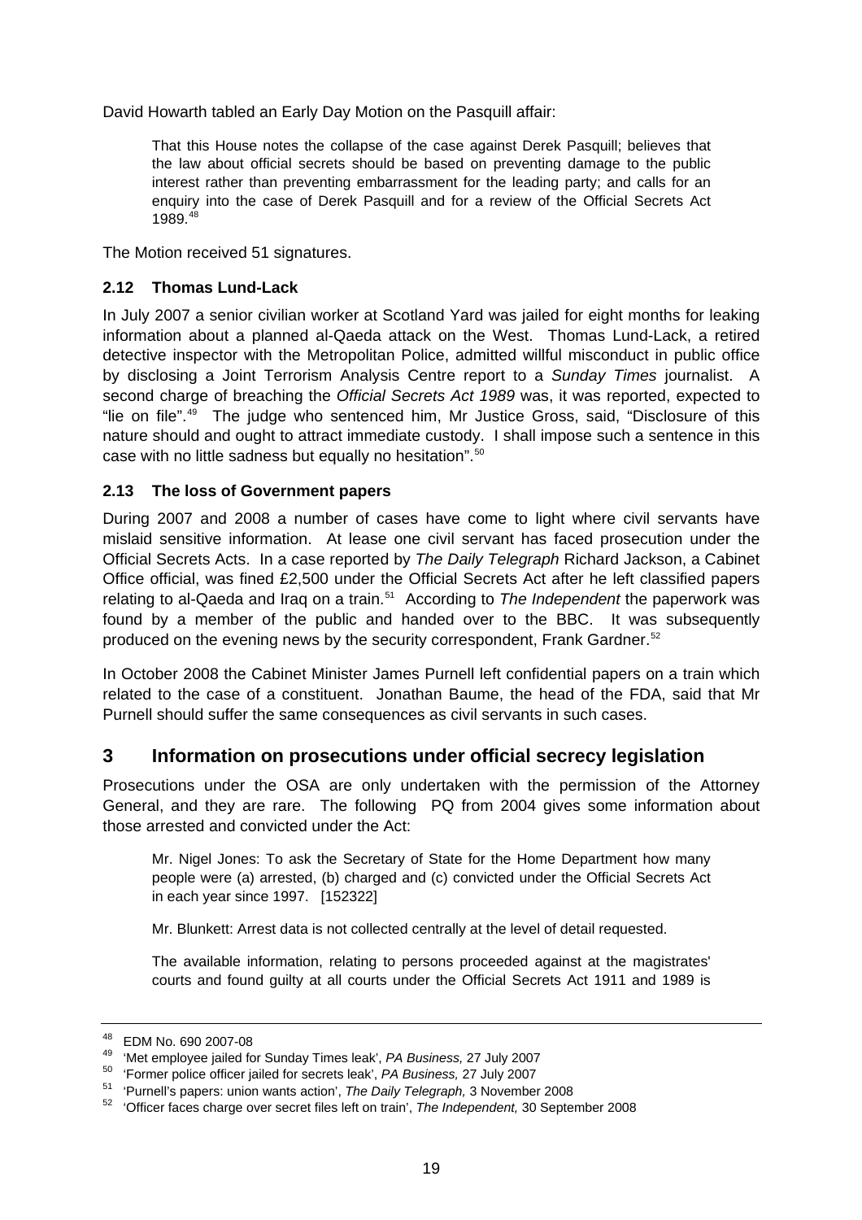David Howarth tabled an Early Day Motion on the Pasquill affair:

> That this House notes the collapse of the case against Derek Pasquill; believes that the law about official secrets should be based on preventing damage to the public interest rather than preventing embarrassment for the leading party; and calls for an enquiry into the case of Derek Pasquill and for a review of the Official Secrets Act 1989.[48]

The Motion received 51 signatures.

### 2.12 Thomas Lund-Lack

In July 2007 a senior civilian worker at Scotland Yard was jailed for eight months for leaking information about a planned al-Qaeda attack on the West. Thomas Lund-Lack, a retired detective inspector with the Metropolitan Police, admitted willful misconduct in public office by disclosing a Joint Terrorism Analysis Centre report to a *Sunday Times* journalist. A second charge of breaching the *Official Secrets Act 1989* was, it was reported, expected to "lie on file".[49] The judge who sentenced him, Mr Justice Gross, said, "Disclosure of this nature should and ought to attract immediate custody. I shall impose such a sentence in this case with no little sadness but equally no hesitation".[50]

### 2.13 The loss of Government papers

During 2007 and 2008 a number of cases have come to light where civil servants have mislaid sensitive information. At lease one civil servant has faced prosecution under the Official Secrets Acts. In a case reported by *The Daily Telegraph* Richard Jackson, a Cabinet Office official, was fined £2,500 under the Official Secrets Act after he left classified papers relating to al-Qaeda and Iraq on a train.[51] According to *The Independent* the paperwork was found by a member of the public and handed over to the BBC. It was subsequently produced on the evening news by the security correspondent, Frank Gardner.[52]

In October 2008 the Cabinet Minister James Purnell left confidential papers on a train which related to the case of a constituent. Jonathan Baume, the head of the FDA, said that Mr Purnell should suffer the same consequences as civil servants in such cases.

## 3 Information on prosecutions under official secrecy legislation

Prosecutions under the OSA are only undertaken with the permission of the Attorney General, and they are rare. The following PQ from 2004 gives some information about those arrested and convicted under the Act:

> Mr. Nigel Jones: To ask the Secretary of State for the Home Department how many people were (a) arrested, (b) charged and (c) convicted under the Official Secrets Act in each year since 1997. [152322]
>
> Mr. Blunkett: Arrest data is not collected centrally at the level of detail requested.
>
> The available information, relating to persons proceeded against at the magistrates' courts and found guilty at all courts under the Official Secrets Act 1911 and 1989 is

---

[48] EDM No. 690 2007-08

[49] 'Met employee jailed for Sunday Times leak', *PA Business,* 27 July 2007

[50] 'Former police officer jailed for secrets leak', *PA Business,* 27 July 2007

[51] 'Purnell's papers: union wants action', *The Daily Telegraph,* 3 November 2008

[52] 'Officer faces charge over secret files left on train', *The Independent,* 30 September 2008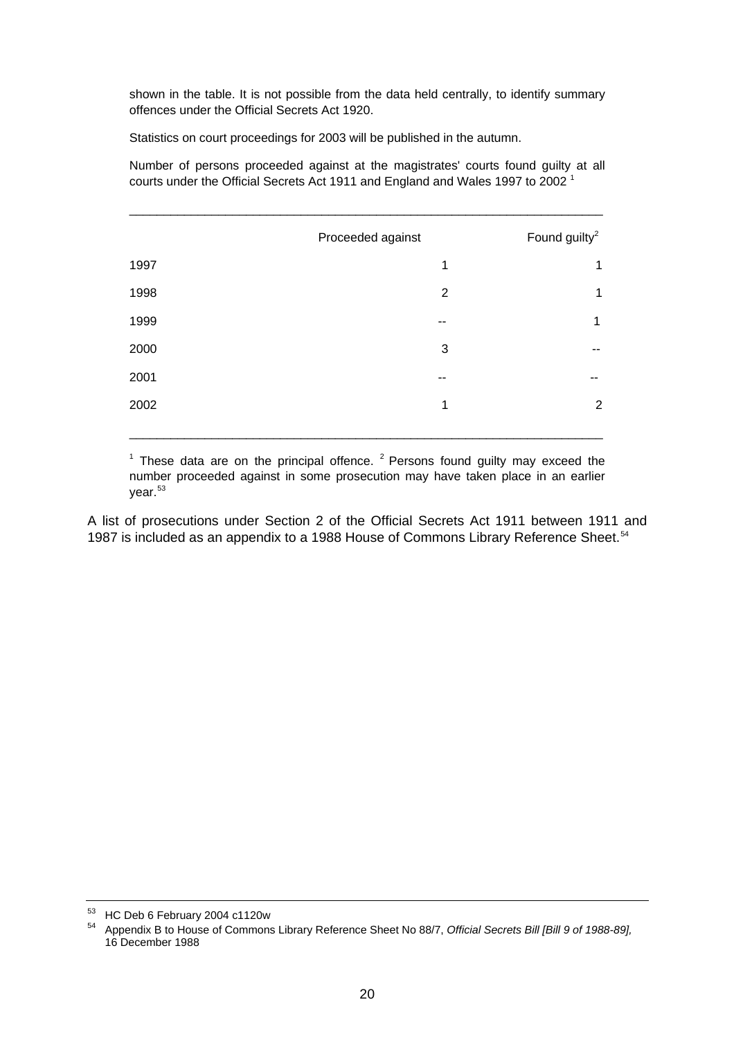shown in the table. It is not possible from the data held centrally, to identify summary offences under the Official Secrets Act 1920.

Statistics on court proceedings for 2003 will be published in the autumn.

Number of persons proceeded against at the magistrates' courts found guilty at all courts under the Official Secrets Act 1911 and England and Wales 1997 to 2002 [1]

| | Proceeded against | Found guilty[2] |
|---|---|---|
| 1997 | 1 | 1 |
| 1998 | 2 | 1 |
| 1999 | -- | 1 |
| 2000 | 3 | -- |
| 2001 | -- | -- |
| 2002 | 1 | 2 |

[1] These data are on the principal offence. [2] Persons found guilty may exceed the number proceeded against in some prosecution may have taken place in an earlier year.[53]

A list of prosecutions under Section 2 of the Official Secrets Act 1911 between 1911 and 1987 is included as an appendix to a 1988 House of Commons Library Reference Sheet.[54]

[53] HC Deb 6 February 2004 c1120w

[54] Appendix B to House of Commons Library Reference Sheet No 88/7, *Official Secrets Bill [Bill 9 of 1988-89],* 16 December 1988